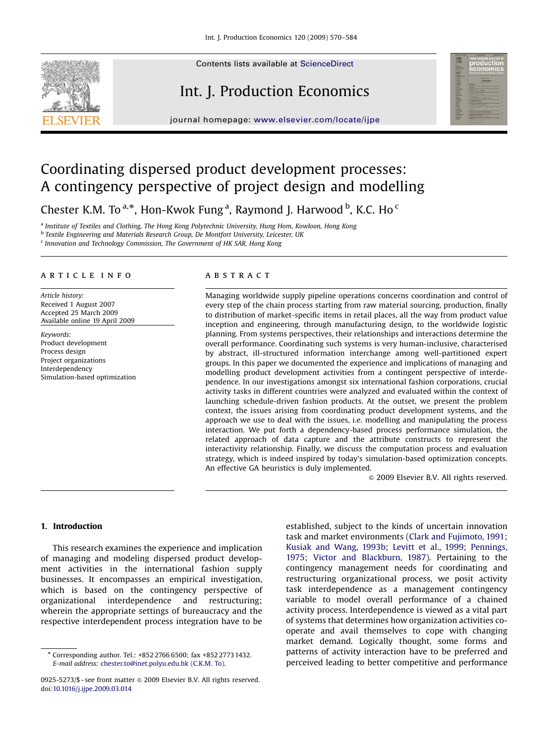# Coordinating dispersed product development processes: A contingency perspective of project design and modelling

Chester K.M. To [a,*], Hon-Kwok Fung [a], Raymond J. Harwood [b], K.C. Ho [c]

[a] *Institute of Textiles and Clothing, The Hong Kong Polytechnic University, Hung Hom, Kowloon, Hong Kong*
[b] *Textile Engineering and Materials Research Group, De Montfort University, Leicester, UK*
[c] *Innovation and Technology Commission, The Government of HK SAR, Hong Kong*

**ARTICLE INFO**

*Article history:*
Received 1 August 2007
Accepted 25 March 2009
Available online 19 April 2009

*Keywords:*
Product development
Process design
Project organizations
Interdependency
Simulation-based optimization

**ABSTRACT**

Managing worldwide supply pipeline operations concerns coordination and control of every step of the chain process starting from raw material sourcing, production, finally to distribution of market-specific items in retail places, all the way from product value inception and engineering, through manufacturing design, to the worldwide logistic planning. From systems perspectives, their relationships and interactions determine the overall performance. Coordinating such systems is very human-inclusive, characterised by abstract, ill-structured information interchange among well-partitioned expert groups. In this paper we documented the experience and implications of managing and modelling product development activities from a contingent perspective of interdependence. In our investigations amongst six international fashion corporations, crucial activity tasks in different countries were analyzed and evaluated within the context of launching schedule-driven fashion products. At the outset, we present the problem context, the issues arising from coordinating product development systems, and the approach we use to deal with the issues, i.e. modelling and manipulating the process interaction. We put forth a dependency-based process performance simulation, the related approach of data capture and the attribute constructs to represent the interactivity relationship. Finally, we discuss the computation process and evaluation strategy, which is indeed inspired by today's simulation-based optimization concepts. An effective GA heuristics is duly implemented.

© 2009 Elsevier B.V. All rights reserved.

## 1. Introduction

This research examines the experience and implication of managing and modeling dispersed product development activities in the international fashion supply businesses. It encompasses an empirical investigation, which is based on the contingency perspective of organizational interdependence and restructuring; wherein the appropriate settings of bureaucracy and the respective interdependent process integration have to be established, subject to the kinds of uncertain innovation task and market environments (Clark and Fujimoto, 1991; Kusiak and Wang, 1993b; Levitt et al., 1999; Pennings, 1975; Victor and Blackburn, 1987). Pertaining to the contingency management needs for coordinating and restructuring organizational process, we posit activity task interdependence as a management contingency variable to model overall performance of a chained activity process. Interdependence is viewed as a vital part of systems that determines how organization activities cooperate and avail themselves to cope with changing market demand. Logically thought, some forms and patterns of activity interaction have to be preferred and perceived leading to better competitive and performance

---

\* Corresponding author. Tel.: +852 2766 6500; fax +852 2773 1432.
*E-mail address:* chester.to@inet.polyu.edu.hk (C.K.M. To).

0925-5273/$ - see front matter © 2009 Elsevier B.V. All rights reserved.
doi:10.1016/j.ijpe.2009.03.014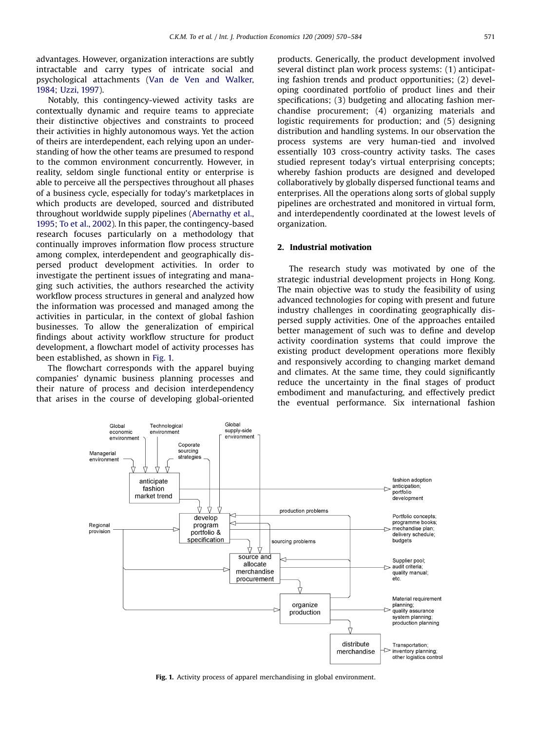advantages. However, organization interactions are subtly intractable and carry types of intricate social and psychological attachments (Van de Ven and Walker, 1984; Uzzi, 1997).

Notably, this contingency-viewed activity tasks are contextually dynamic and require teams to appreciate their distinctive objectives and constraints to proceed their activities in highly autonomous ways. Yet the action of theirs are interdependent, each relying upon an understanding of how the other teams are presumed to respond to the common environment concurrently. However, in reality, seldom single functional entity or enterprise is able to perceive all the perspectives throughout all phases of a business cycle, especially for today's marketplaces in which products are developed, sourced and distributed throughout worldwide supply pipelines (Abernathy et al., 1995; To et al., 2002). In this paper, the contingency-based research focuses particularly on a methodology that continually improves information flow process structure among complex, interdependent and geographically dispersed product development activities. In order to investigate the pertinent issues of integrating and managing such activities, the authors researched the activity workflow process structures in general and analyzed how the information was processed and managed among the activities in particular, in the context of global fashion businesses. To allow the generalization of empirical findings about activity workflow structure for product development, a flowchart model of activity processes has been established, as shown in Fig. 1.

The flowchart corresponds with the apparel buying companies' dynamic business planning processes and their nature of process and decision interdependency that arises in the course of developing global-oriented products. Generically, the product development involved several distinct plan work process systems: (1) anticipating fashion trends and product opportunities; (2) developing coordinated portfolio of product lines and their specifications; (3) budgeting and allocating fashion merchandise procurement; (4) organizing materials and logistic requirements for production; and (5) designing distribution and handling systems. In our observation the process systems are very human-tied and involved essentially 103 cross-country activity tasks. The cases studied represent today's virtual enterprising concepts; whereby fashion products are designed and developed collaboratively by globally dispersed functional teams and enterprises. All the operations along sorts of global supply pipelines are orchestrated and monitored in virtual form, and interdependently coordinated at the lowest levels of organization.

## 2. Industrial motivation

The research study was motivated by one of the strategic industrial development projects in Hong Kong. The main objective was to study the feasibility of using advanced technologies for coping with present and future industry challenges in coordinating geographically dispersed supply activities. One of the approaches entailed better management of such was to define and develop activity coordination systems that could improve the existing product development operations more flexibly and responsively according to changing market demand and climates. At the same time, they could significantly reduce the uncertainty in the final stages of product embodiment and manufacturing, and effectively predict the eventual performance. Six international fashion

**Fig. 1.** Activity process of apparel merchandising in global environment.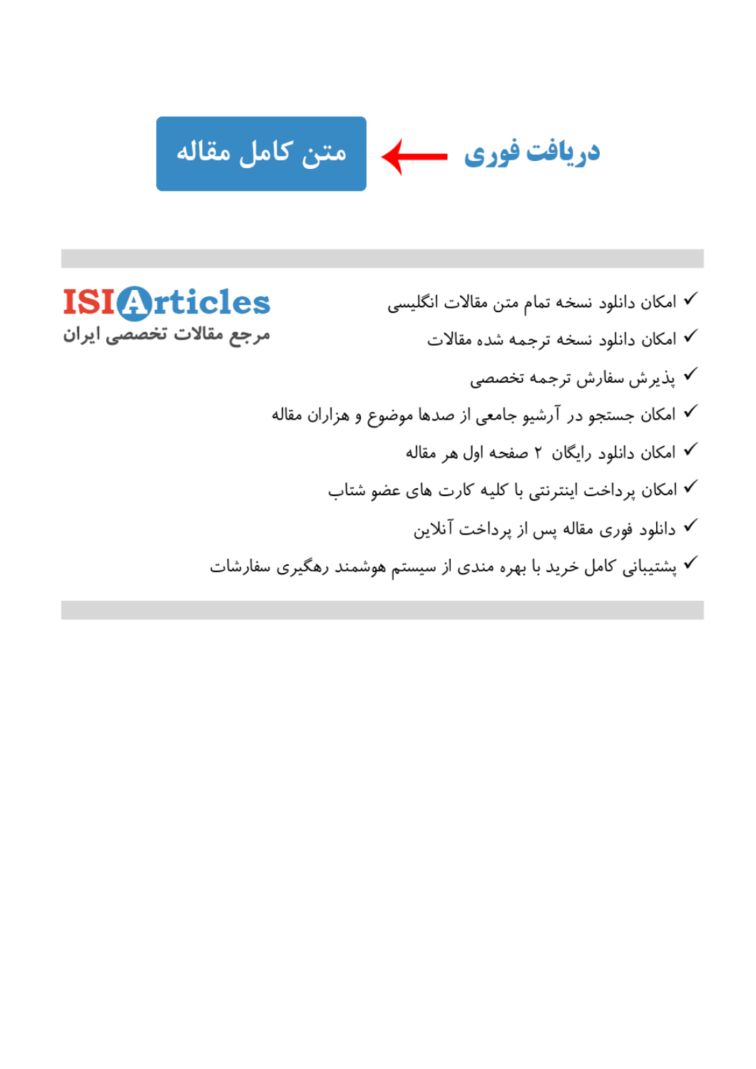دریافت فوری ← **متن کامل مقاله**

**ISIArticles**
مرجع مقالات تخصصی ایران

- ✓ امکان دانلود نسخه تمام متن مقالات انگلیسی
- ✓ امکان دانلود نسخه ترجمه شده مقالات
- ✓ پذیرش سفارش ترجمه تخصصی
- ✓ امکان جستجو در آرشیو جامعی از صدها موضوع و هزاران مقاله
- ✓ امکان دانلود رایگان ۲ صفحه اول هر مقاله
- ✓ امکان پرداخت اینترنتی با کلیه کارت های عضو شتاب
- ✓ دانلود فوری مقاله پس از پرداخت آنلاین
- ✓ پشتیبانی کامل خرید با بهره مندی از سیستم هوشمند رهگیری سفارشات